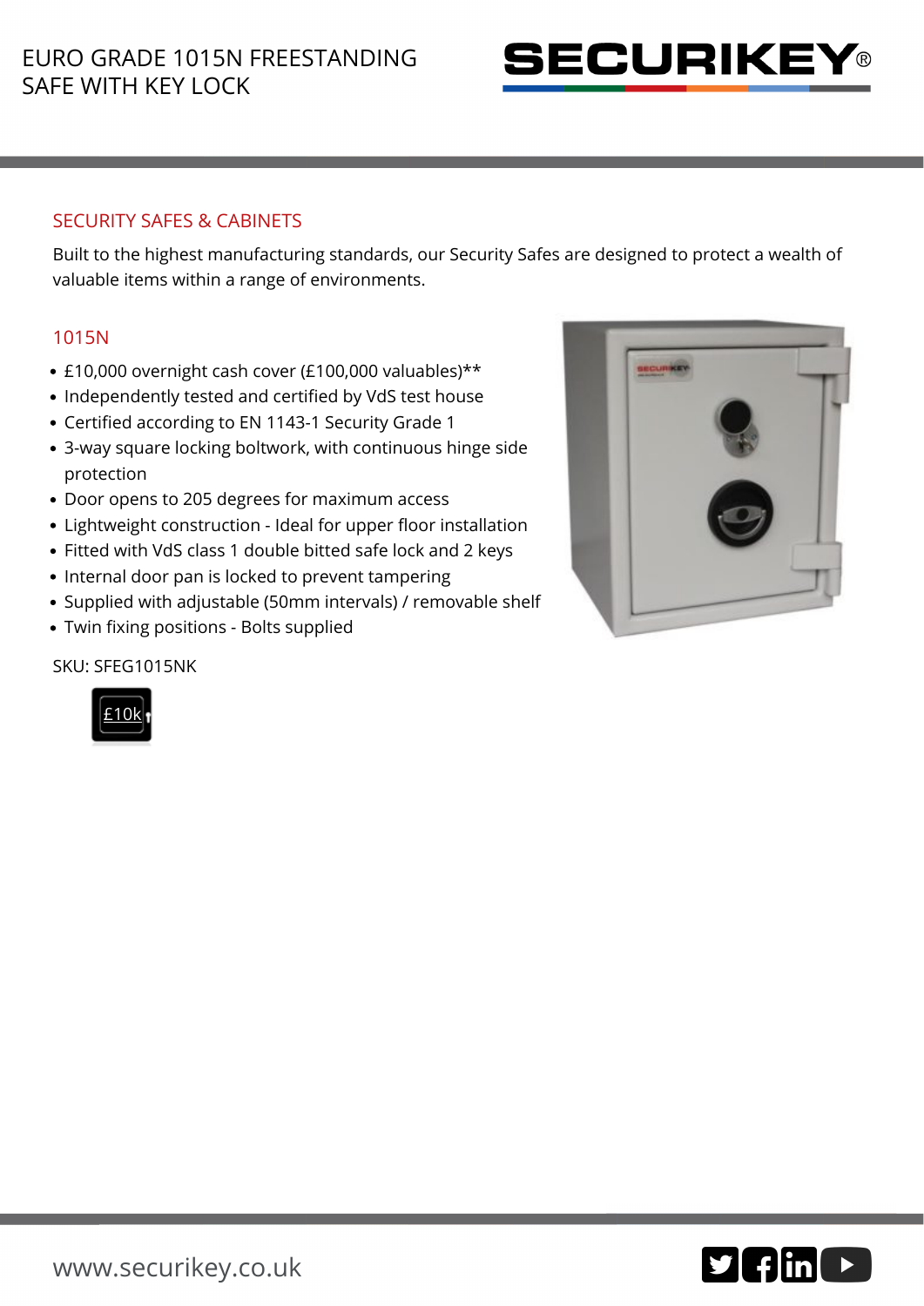# EURO GRADE 1015N FREESTANDING SAFE WITH KEY LOCK

SECURIKEY®

## SECURITY SAFES & CABINETS

Built to the highest manufacturing standards, our Security Safes are designed to protect a wealth of valuable items within a range of environments.

### 1015N

- £10,000 overnight cash cover (£100,000 valuables)**
- Independently tested and certified by VdS test house
- Certified according to EN 1143-1 Security Grade 1
- 3-way square locking boltwork, with continuous hinge side protection
- Door opens to 205 degrees for maximum access
- Lightweight construction - Ideal for upper floor installation
- Fitted with VdS class 1 double bitted safe lock and 2 keys
- Internal door pan is locked to prevent tampering
- Supplied with adjustable (50mm intervals) / removable shelf
- Twin fixing positions - Bolts supplied

SKU: SFEG1015NK

£10k

www.securikey.co.uk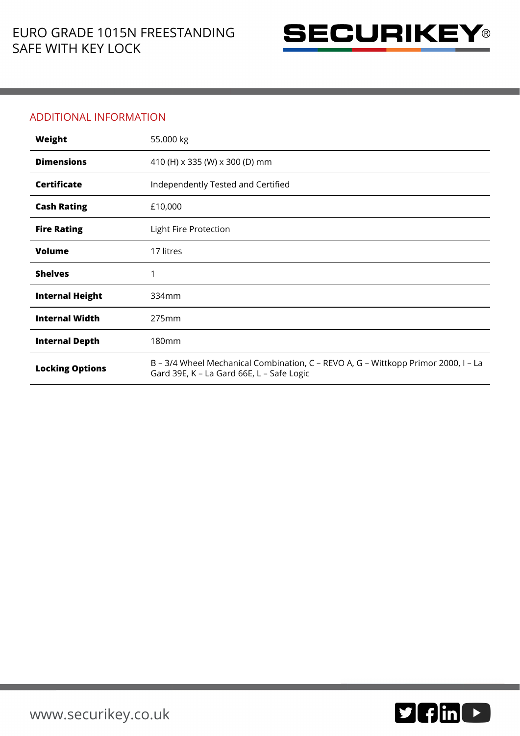## ADDITIONAL INFORMATION

| | |
|---|---|
| **Weight** | 55.000 kg |
| **Dimensions** | 410 (H) x 335 (W) x 300 (D) mm |
| **Certificate** | Independently Tested and Certified |
| **Cash Rating** | £10,000 |
| **Fire Rating** | Light Fire Protection |
| **Volume** | 17 litres |
| **Shelves** | 1 |
| **Internal Height** | 334mm |
| **Internal Width** | 275mm |
| **Internal Depth** | 180mm |
| **Locking Options** | B – 3/4 Wheel Mechanical Combination, C – REVO A, G – Wittkopp Primor 2000, I – La Gard 39E, K – La Gard 66E, L – Safe Logic |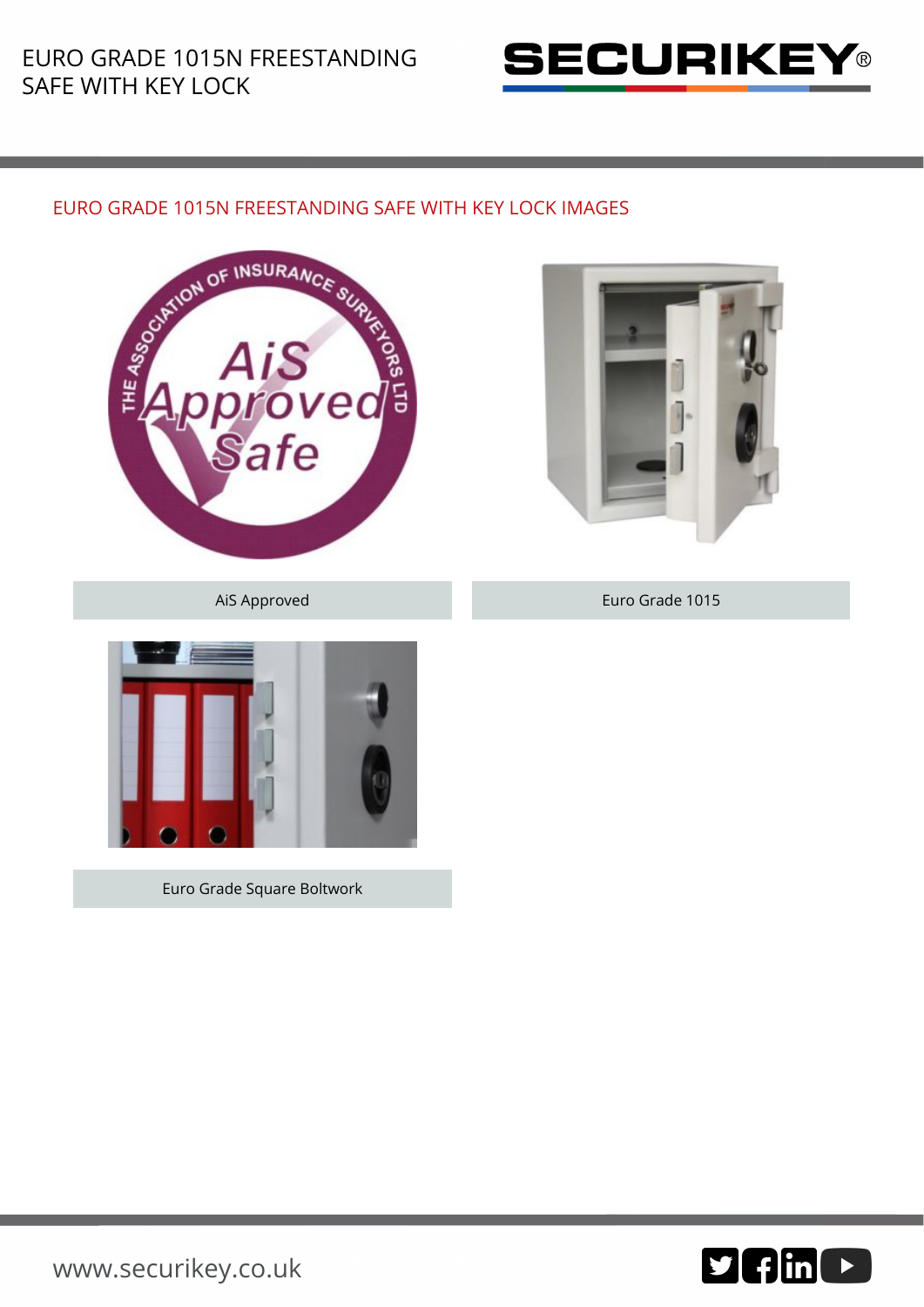## EURO GRADE 1015N FREESTANDING SAFE WITH KEY LOCK IMAGES

AiS Approved

Euro Grade 1015

Euro Grade Square Boltwork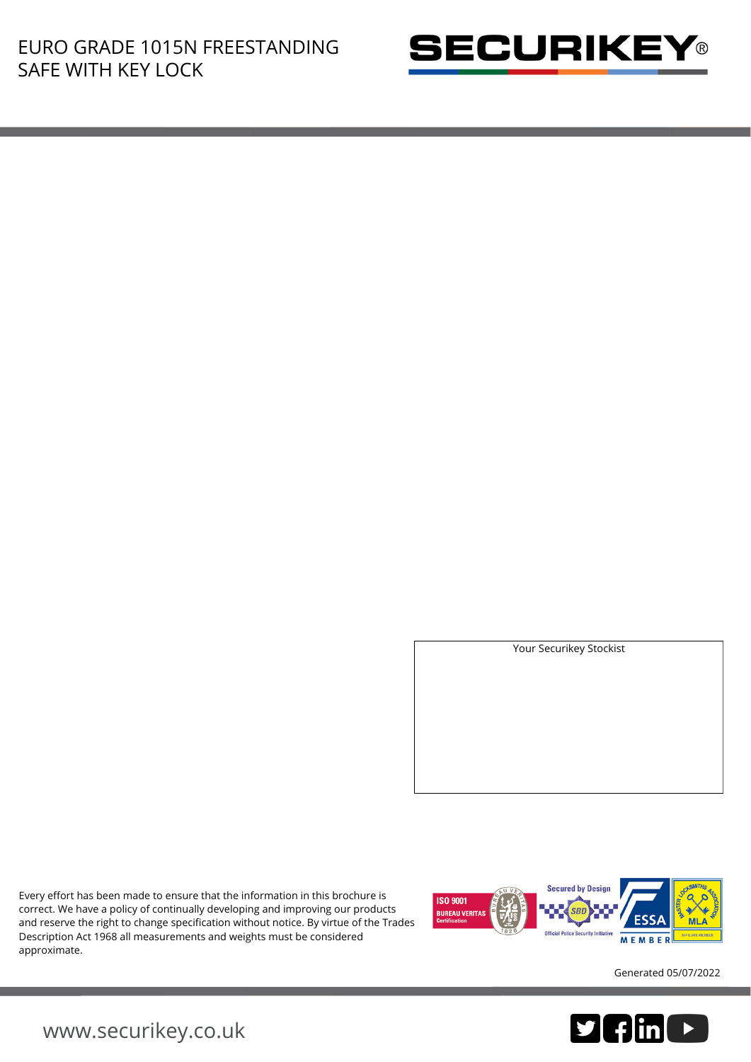# EURO GRADE 1015N FREESTANDING SAFE WITH KEY LOCK

Your Securikey Stockist

Every effort has been made to ensure that the information in this brochure is correct. We have a policy of continually developing and improving our products and reserve the right to change specification without notice. By virtue of the Trades Description Act 1968 all measurements and weights must be considered approximate.

Generated 05/07/2022

www.securikey.co.uk